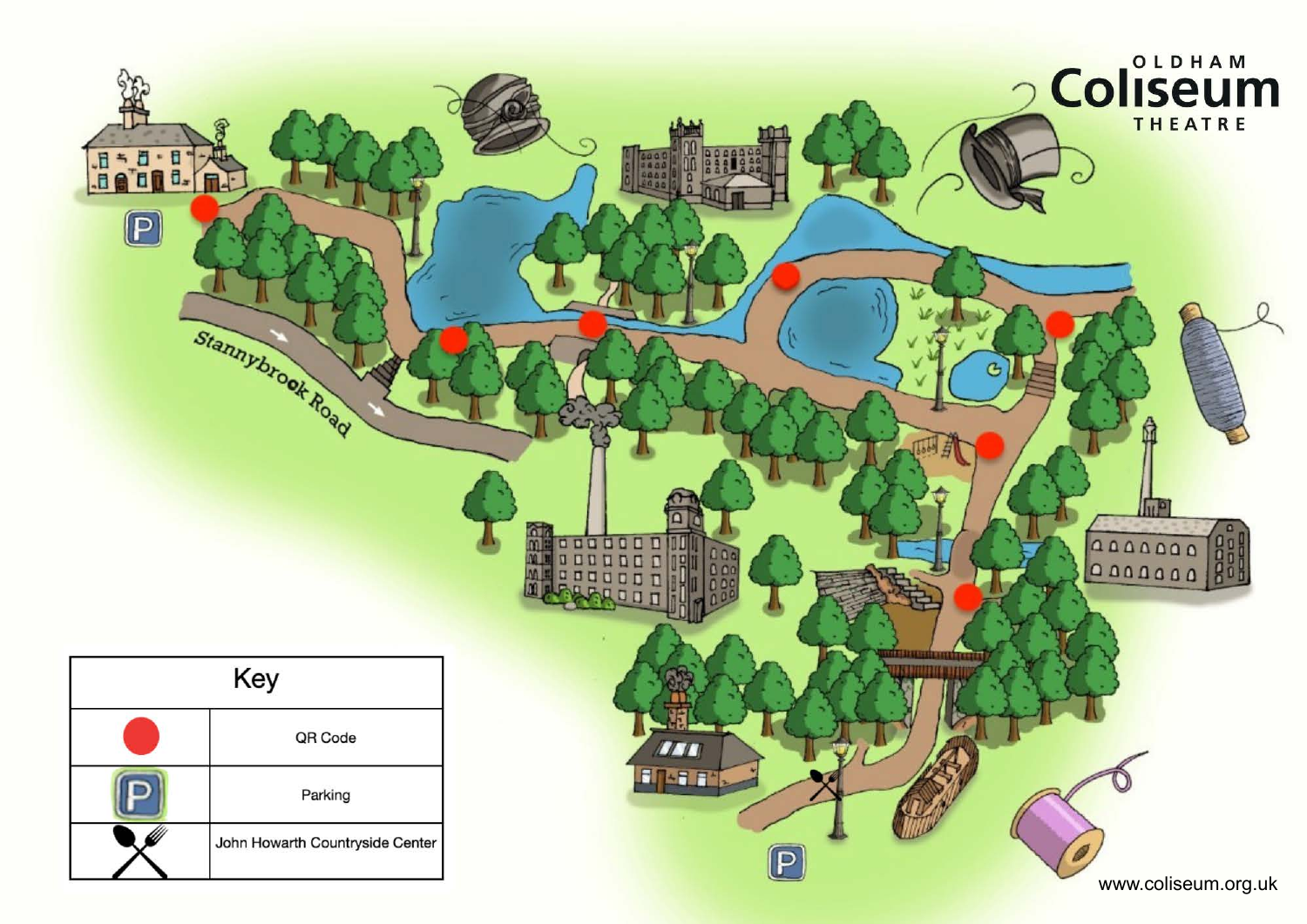OLDHAM
# Coliseum
THEATRE

Stannybrook Road

| Key | |
|---|---|
| ● | QR Code |
| P | Parking |
| 🍴 | John Howarth Countryside Center |

www.coliseum.org.uk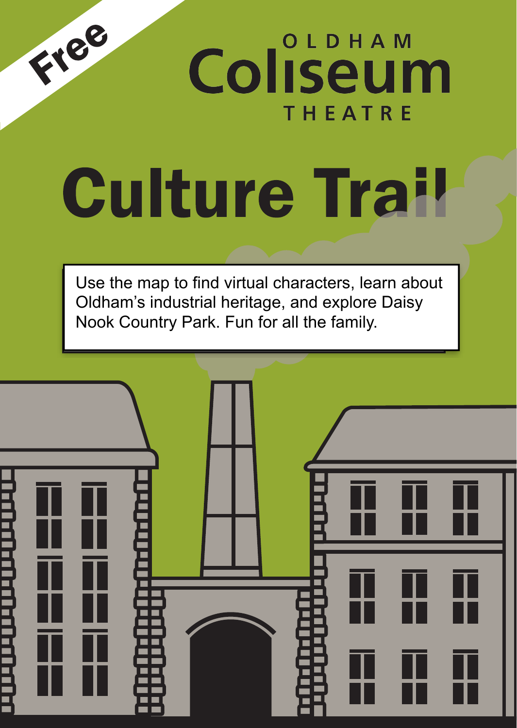Free

OLDHAM
Coliseum
THEATRE

# Culture Trail

Use the map to find virtual characters, learn about Oldham's industrial heritage, and explore Daisy Nook Country Park. Fun for all the family.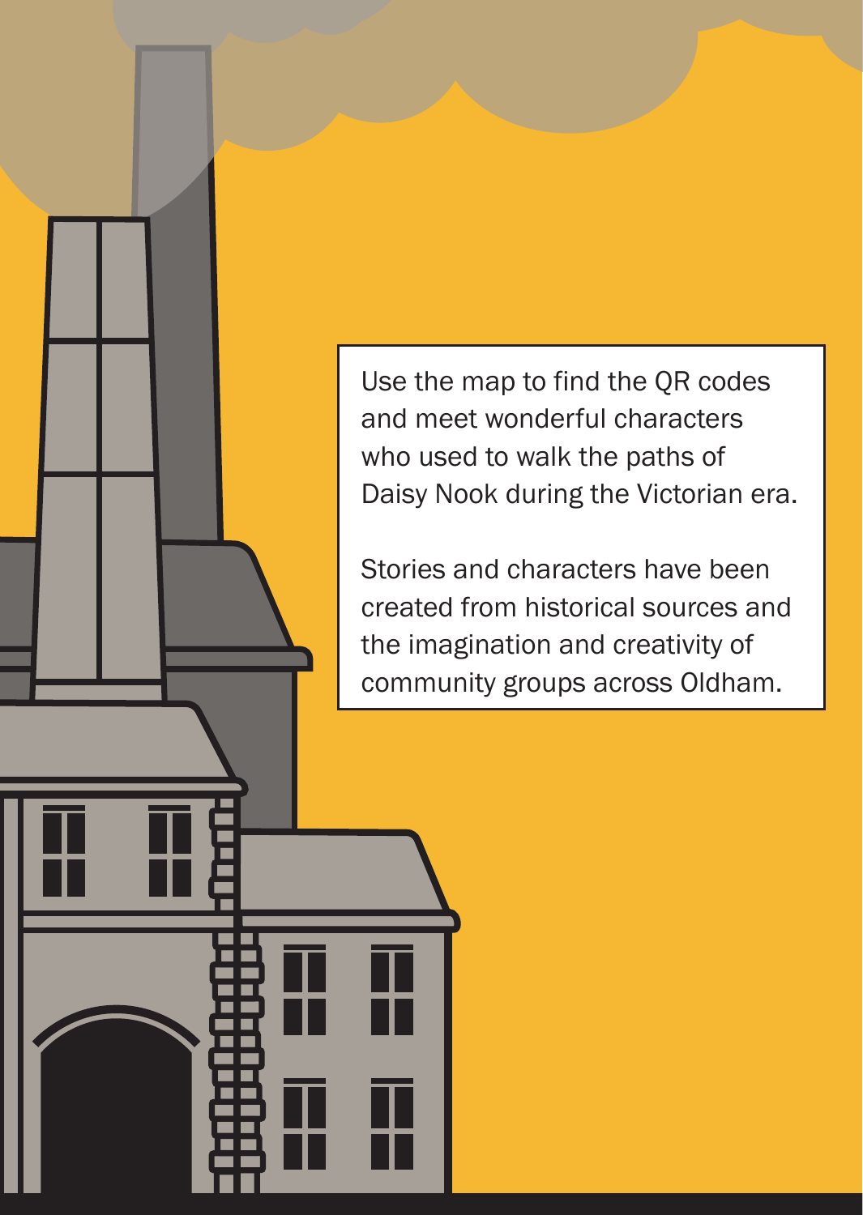Use the map to find the QR codes and meet wonderful characters who used to walk the paths of Daisy Nook during the Victorian era.

Stories and characters have been created from historical sources and the imagination and creativity of community groups across Oldham.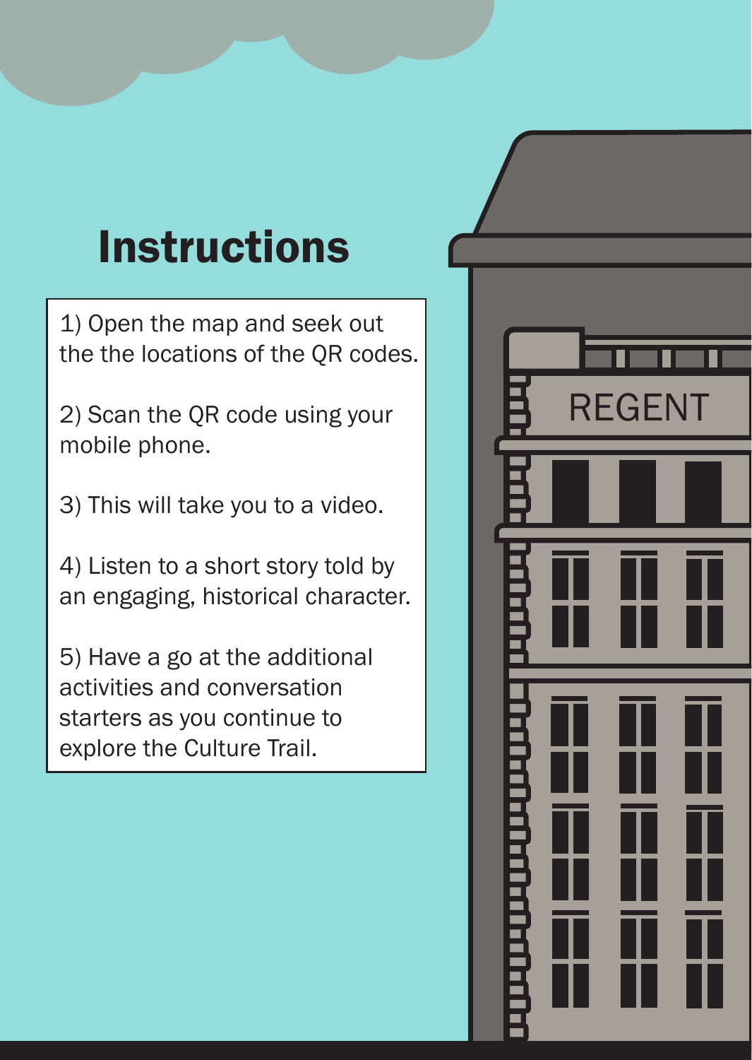# Instructions

1) Open the map and seek out the the locations of the QR codes.

2) Scan the QR code using your mobile phone.

3) This will take you to a video.

4) Listen to a short story told by an engaging, historical character.

5) Have a go at the additional activities and conversation starters as you continue to explore the Culture Trail.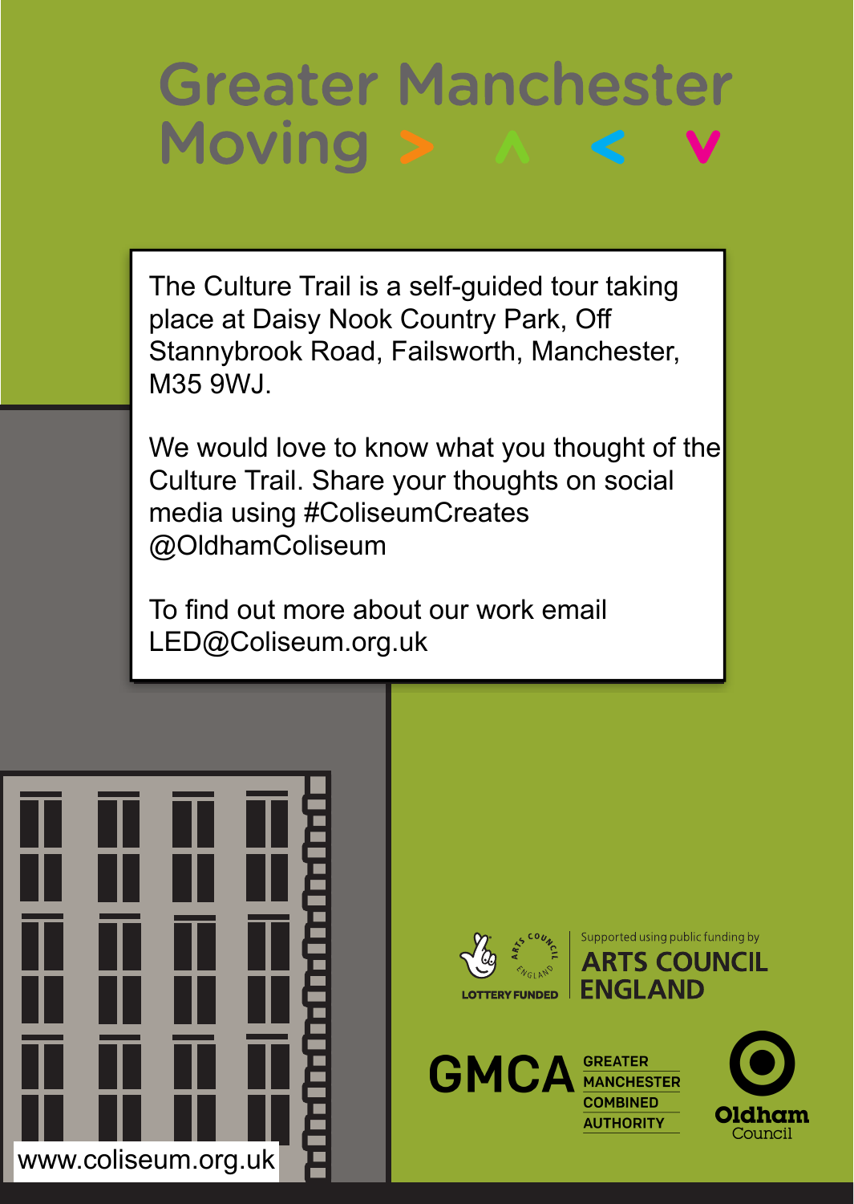# Greater Manchester Moving > ^ < v

The Culture Trail is a self-guided tour taking place at Daisy Nook Country Park, Off Stannybrook Road, Failsworth, Manchester, M35 9WJ.

We would love to know what you thought of the Culture Trail. Share your thoughts on social media using #ColiseumCreates @OldhamColiseum

To find out more about our work email LED@Coliseum.org.uk

www.coliseum.org.uk

LOTTERY FUNDED

ARTS COUNCIL ENGLAND

Supported using public funding by ARTS COUNCIL ENGLAND

GMCA GREATER MANCHESTER COMBINED AUTHORITY

Oldham Council